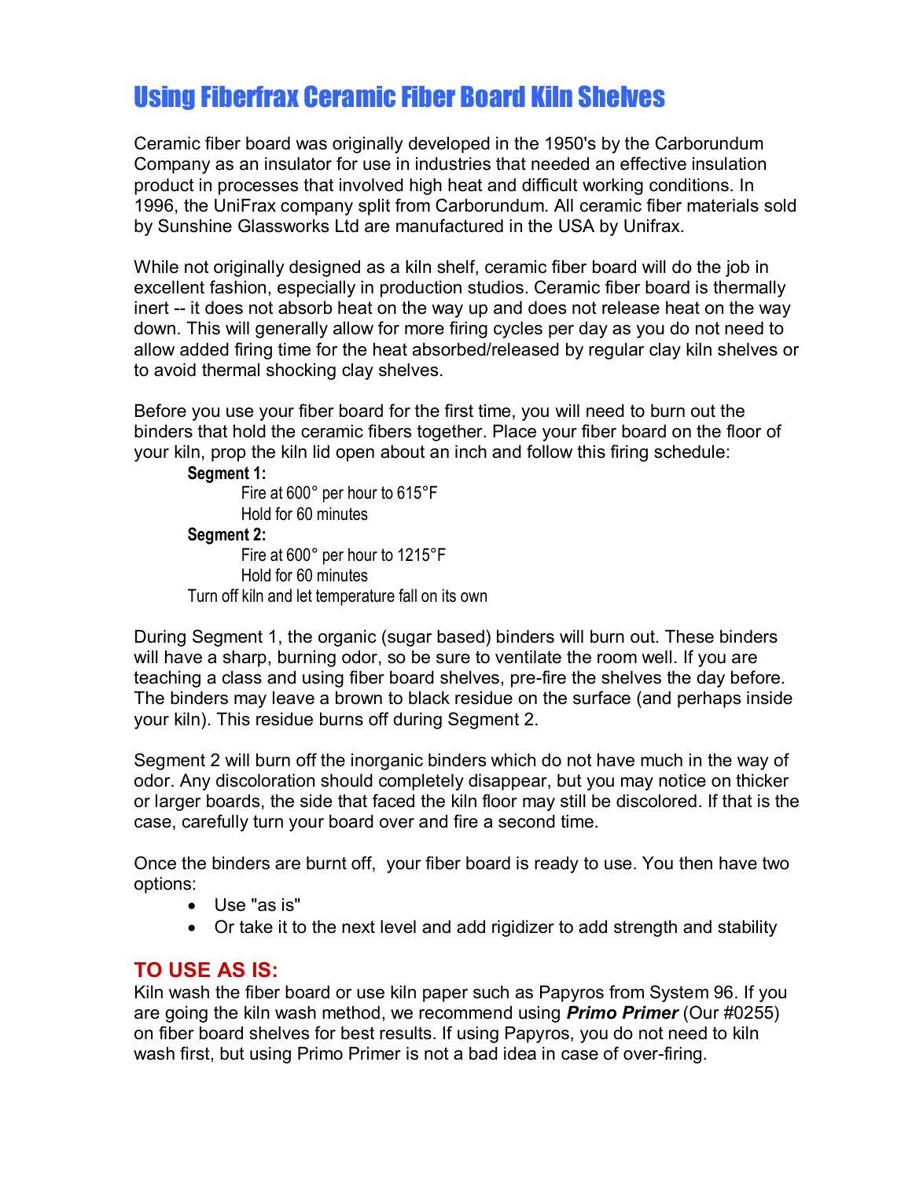# Using Fiberfrax Ceramic Fiber Board Kiln Shelves

Ceramic fiber board was originally developed in the 1950's by the Carborundum Company as an insulator for use in industries that needed an effective insulation product in processes that involved high heat and difficult working conditions. In 1996, the UniFrax company split from Carborundum. All ceramic fiber materials sold by Sunshine Glassworks Ltd are manufactured in the USA by Unifrax.

While not originally designed as a kiln shelf, ceramic fiber board will do the job in excellent fashion, especially in production studios. Ceramic fiber board is thermally inert -- it does not absorb heat on the way up and does not release heat on the way down. This will generally allow for more firing cycles per day as you do not need to allow added firing time for the heat absorbed/released by regular clay kiln shelves or to avoid thermal shocking clay shelves.

Before you use your fiber board for the first time, you will need to burn out the binders that hold the ceramic fibers together. Place your fiber board on the floor of your kiln, prop the kiln lid open about an inch and follow this firing schedule:

**Segment 1:**
- Fire at 600° per hour to 615°F
- Hold for 60 minutes

**Segment 2:**
- Fire at 600° per hour to 1215°F
- Hold for 60 minutes

Turn off kiln and let temperature fall on its own

During Segment 1, the organic (sugar based) binders will burn out. These binders will have a sharp, burning odor, so be sure to ventilate the room well. If you are teaching a class and using fiber board shelves, pre-fire the shelves the day before. The binders may leave a brown to black residue on the surface (and perhaps inside your kiln). This residue burns off during Segment 2.

Segment 2 will burn off the inorganic binders which do not have much in the way of odor. Any discoloration should completely disappear, but you may notice on thicker or larger boards, the side that faced the kiln floor may still be discolored. If that is the case, carefully turn your board over and fire a second time.

Once the binders are burnt off, your fiber board is ready to use. You then have two options:

- Use "as is"
- Or take it to the next level and add rigidizer to add strength and stability

## TO USE AS IS:

Kiln wash the fiber board or use kiln paper such as Papyros from System 96. If you are going the kiln wash method, we recommend using ***Primo Primer*** (Our #0255) on fiber board shelves for best results. If using Papyros, you do not need to kiln wash first, but using Primo Primer is not a bad idea in case of over-firing.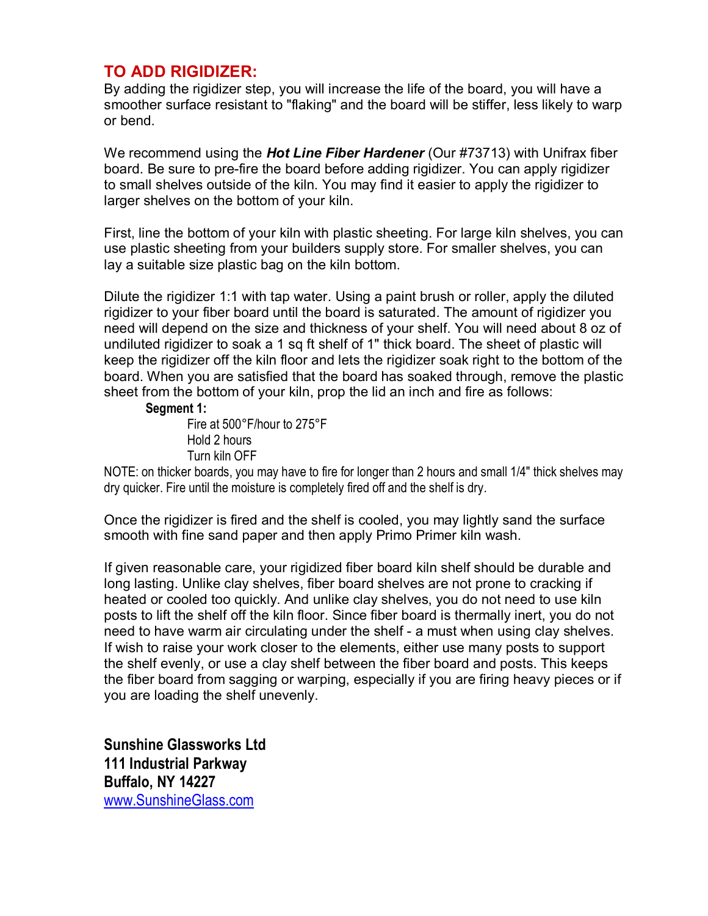## TO ADD RIGIDIZER:

By adding the rigidizer step, you will increase the life of the board, you will have a smoother surface resistant to "flaking" and the board will be stiffer, less likely to warp or bend.

We recommend using the ***Hot Line Fiber Hardener*** (Our #73713) with Unifrax fiber board. Be sure to pre-fire the board before adding rigidizer. You can apply rigidizer to small shelves outside of the kiln. You may find it easier to apply the rigidizer to larger shelves on the bottom of your kiln.

First, line the bottom of your kiln with plastic sheeting. For large kiln shelves, you can use plastic sheeting from your builders supply store. For smaller shelves, you can lay a suitable size plastic bag on the kiln bottom.

Dilute the rigidizer 1:1 with tap water. Using a paint brush or roller, apply the diluted rigidizer to your fiber board until the board is saturated. The amount of rigidizer you need will depend on the size and thickness of your shelf. You will need about 8 oz of undiluted rigidizer to soak a 1 sq ft shelf of 1" thick board. The sheet of plastic will keep the rigidizer off the kiln floor and lets the rigidizer soak right to the bottom of the board. When you are satisfied that the board has soaked through, remove the plastic sheet from the bottom of your kiln, prop the lid an inch and fire as follows:

**Segment 1:**

Fire at 500°F/hour to 275°F
Hold 2 hours
Turn kiln OFF

NOTE: on thicker boards, you may have to fire for longer than 2 hours and small 1/4" thick shelves may dry quicker. Fire until the moisture is completely fired off and the shelf is dry.

Once the rigidizer is fired and the shelf is cooled, you may lightly sand the surface smooth with fine sand paper and then apply Primo Primer kiln wash.

If given reasonable care, your rigidized fiber board kiln shelf should be durable and long lasting. Unlike clay shelves, fiber board shelves are not prone to cracking if heated or cooled too quickly. And unlike clay shelves, you do not need to use kiln posts to lift the shelf off the kiln floor. Since fiber board is thermally inert, you do not need to have warm air circulating under the shelf - a must when using clay shelves. If wish to raise your work closer to the elements, either use many posts to support the shelf evenly, or use a clay shelf between the fiber board and posts. This keeps the fiber board from sagging or warping, especially if you are firing heavy pieces or if you are loading the shelf unevenly.

**Sunshine Glassworks Ltd**
**111 Industrial Parkway**
**Buffalo, NY 14227**
www.SunshineGlass.com